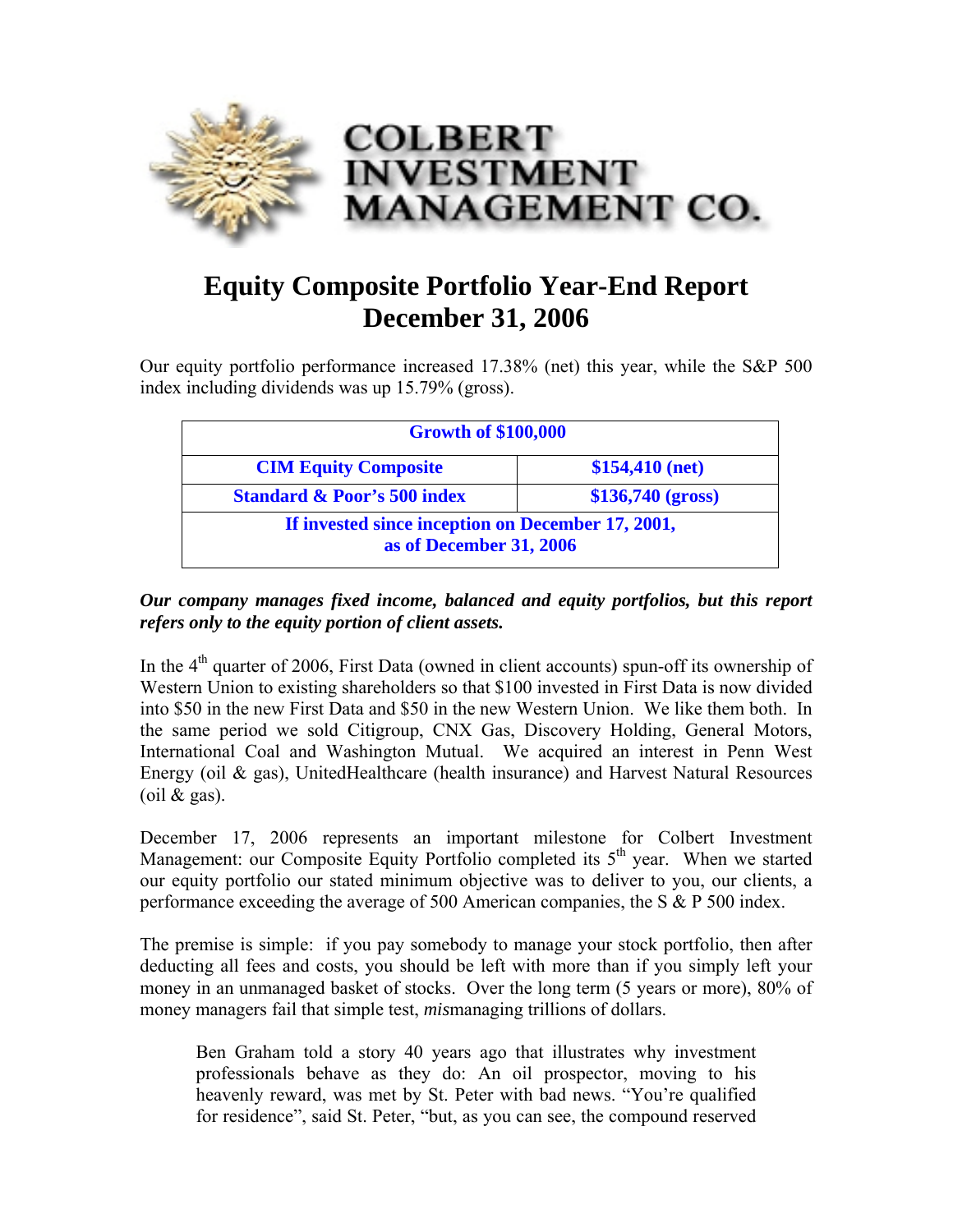# COLBERT INVESTMENT MANAGEMENT CO.

## Equity Composite Portfolio Year-End Report
## December 31, 2006

Our equity portfolio performance increased 17.38% (net) this year, while the S&P 500 index including dividends was up 15.79% (gross).

| Growth of $100,000 | |
|---|---|
| CIM Equity Composite | $154,410 (net) |
| Standard & Poor's 500 index | $136,740 (gross) |
| If invested since inception on December 17, 2001, as of December 31, 2006 | |

***Our company manages fixed income, balanced and equity portfolios, but this report refers only to the equity portion of client assets.***

In the 4th quarter of 2006, First Data (owned in client accounts) spun-off its ownership of Western Union to existing shareholders so that $100 invested in First Data is now divided into $50 in the new First Data and $50 in the new Western Union. We like them both. In the same period we sold Citigroup, CNX Gas, Discovery Holding, General Motors, International Coal and Washington Mutual. We acquired an interest in Penn West Energy (oil & gas), UnitedHealthcare (health insurance) and Harvest Natural Resources (oil & gas).

December 17, 2006 represents an important milestone for Colbert Investment Management: our Composite Equity Portfolio completed its 5th year. When we started our equity portfolio our stated minimum objective was to deliver to you, our clients, a performance exceeding the average of 500 American companies, the S & P 500 index.

The premise is simple: if you pay somebody to manage your stock portfolio, then after deducting all fees and costs, you should be left with more than if you simply left your money in an unmanaged basket of stocks. Over the long term (5 years or more), 80% of money managers fail that simple test, *mis*managing trillions of dollars.

> Ben Graham told a story 40 years ago that illustrates why investment professionals behave as they do: An oil prospector, moving to his heavenly reward, was met by St. Peter with bad news. "You're qualified for residence", said St. Peter, "but, as you can see, the compound reserved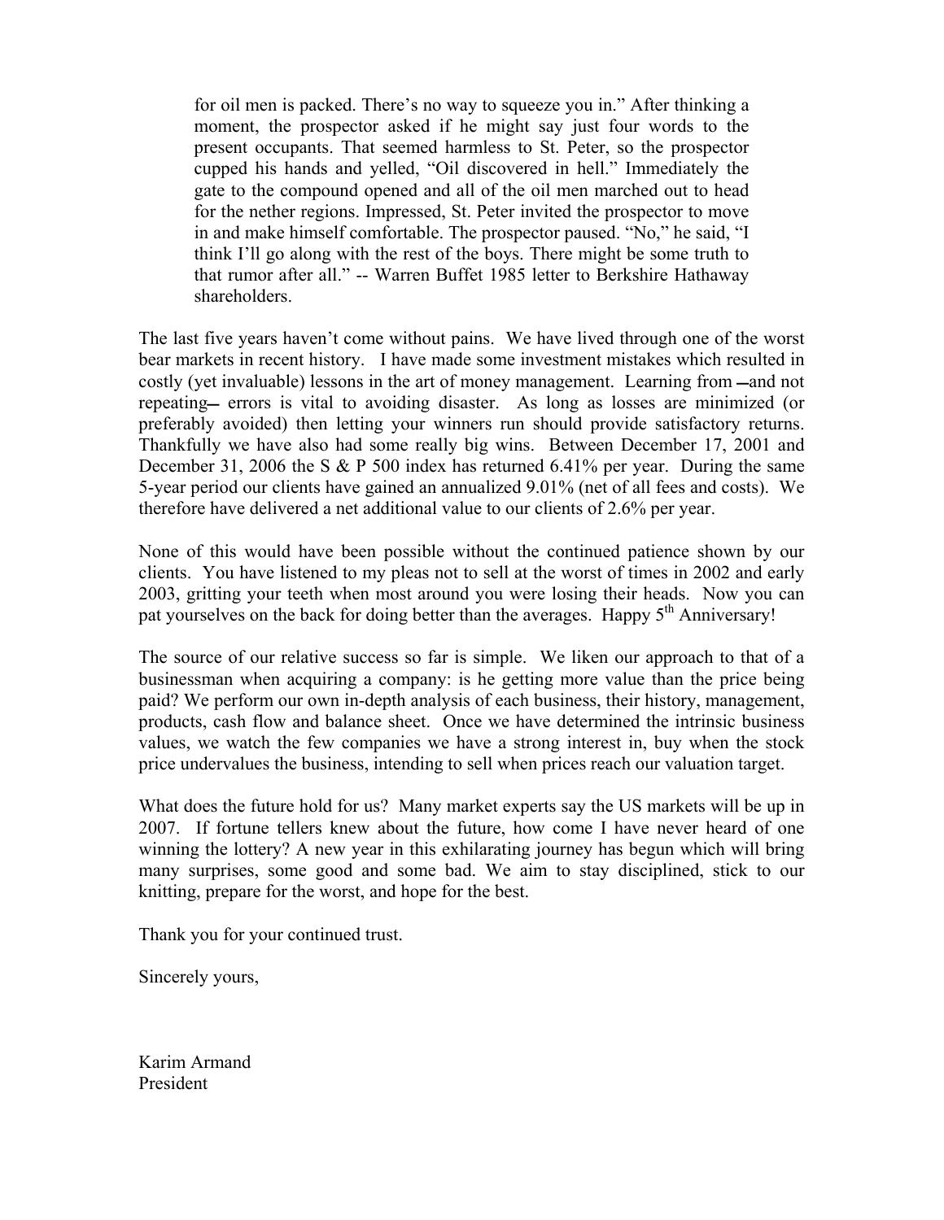> for oil men is packed. There's no way to squeeze you in." After thinking a moment, the prospector asked if he might say just four words to the present occupants. That seemed harmless to St. Peter, so the prospector cupped his hands and yelled, "Oil discovered in hell." Immediately the gate to the compound opened and all of the oil men marched out to head for the nether regions. Impressed, St. Peter invited the prospector to move in and make himself comfortable. The prospector paused. "No," he said, "I think I'll go along with the rest of the boys. There might be some truth to that rumor after all." -- Warren Buffet 1985 letter to Berkshire Hathaway shareholders.

The last five years haven't come without pains. We have lived through one of the worst bear markets in recent history. I have made some investment mistakes which resulted in costly (yet invaluable) lessons in the art of money management. Learning from —and not repeating— errors is vital to avoiding disaster. As long as losses are minimized (or preferably avoided) then letting your winners run should provide satisfactory returns. Thankfully we have also had some really big wins. Between December 17, 2001 and December 31, 2006 the S & P 500 index has returned 6.41% per year. During the same 5-year period our clients have gained an annualized 9.01% (net of all fees and costs). We therefore have delivered a net additional value to our clients of 2.6% per year.

None of this would have been possible without the continued patience shown by our clients. You have listened to my pleas not to sell at the worst of times in 2002 and early 2003, gritting your teeth when most around you were losing their heads. Now you can pat yourselves on the back for doing better than the averages. Happy 5th Anniversary!

The source of our relative success so far is simple. We liken our approach to that of a businessman when acquiring a company: is he getting more value than the price being paid? We perform our own in-depth analysis of each business, their history, management, products, cash flow and balance sheet. Once we have determined the intrinsic business values, we watch the few companies we have a strong interest in, buy when the stock price undervalues the business, intending to sell when prices reach our valuation target.

What does the future hold for us? Many market experts say the US markets will be up in 2007. If fortune tellers knew about the future, how come I have never heard of one winning the lottery? A new year in this exhilarating journey has begun which will bring many surprises, some good and some bad. We aim to stay disciplined, stick to our knitting, prepare for the worst, and hope for the best.

Thank you for your continued trust.

Sincerely yours,

Karim Armand
President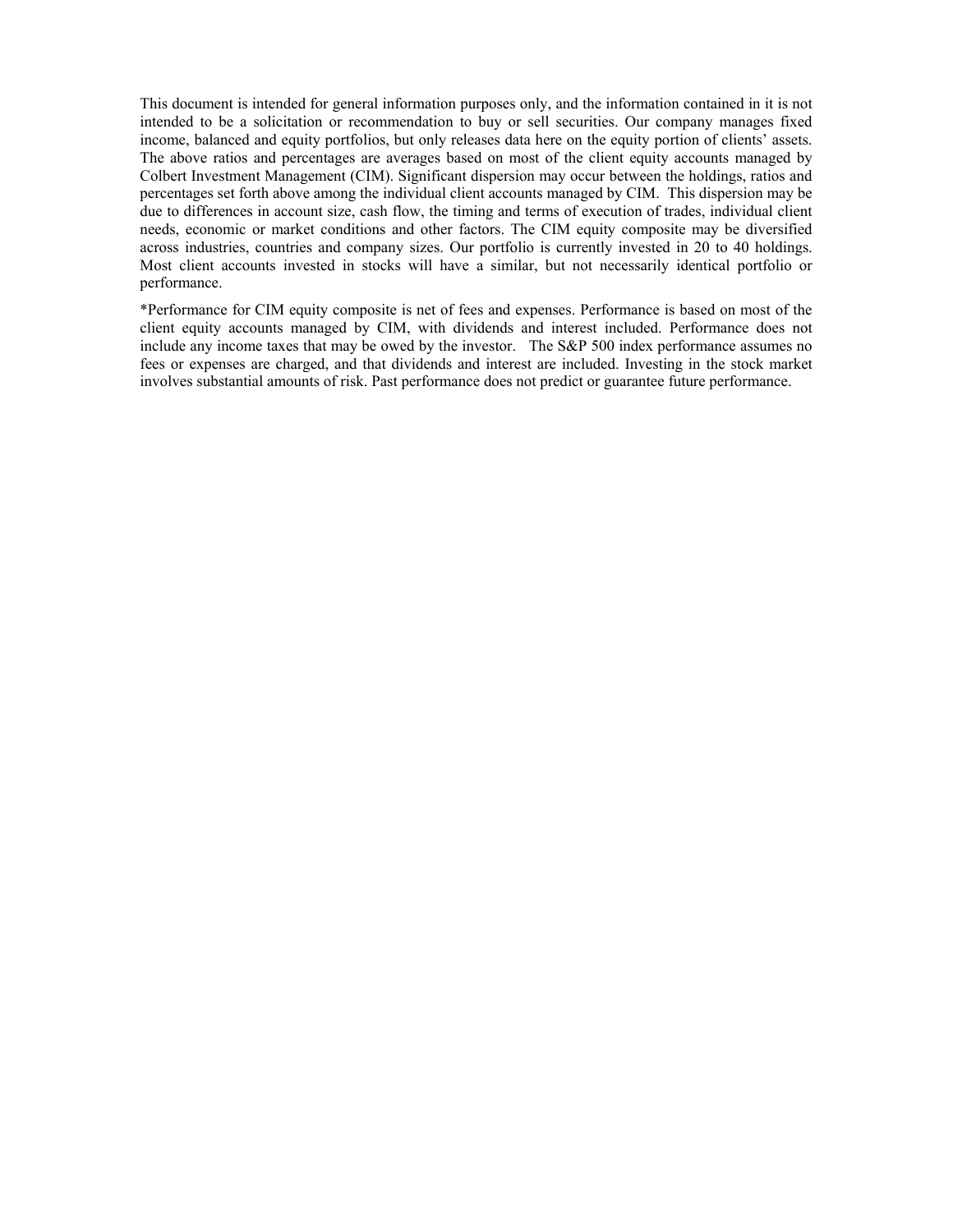This document is intended for general information purposes only, and the information contained in it is not intended to be a solicitation or recommendation to buy or sell securities. Our company manages fixed income, balanced and equity portfolios, but only releases data here on the equity portion of clients' assets. The above ratios and percentages are averages based on most of the client equity accounts managed by Colbert Investment Management (CIM). Significant dispersion may occur between the holdings, ratios and percentages set forth above among the individual client accounts managed by CIM. This dispersion may be due to differences in account size, cash flow, the timing and terms of execution of trades, individual client needs, economic or market conditions and other factors. The CIM equity composite may be diversified across industries, countries and company sizes. Our portfolio is currently invested in 20 to 40 holdings. Most client accounts invested in stocks will have a similar, but not necessarily identical portfolio or performance.

*Performance for CIM equity composite is net of fees and expenses. Performance is based on most of the client equity accounts managed by CIM, with dividends and interest included. Performance does not include any income taxes that may be owed by the investor. The S&P 500 index performance assumes no fees or expenses are charged, and that dividends and interest are included. Investing in the stock market involves substantial amounts of risk. Past performance does not predict or guarantee future performance.